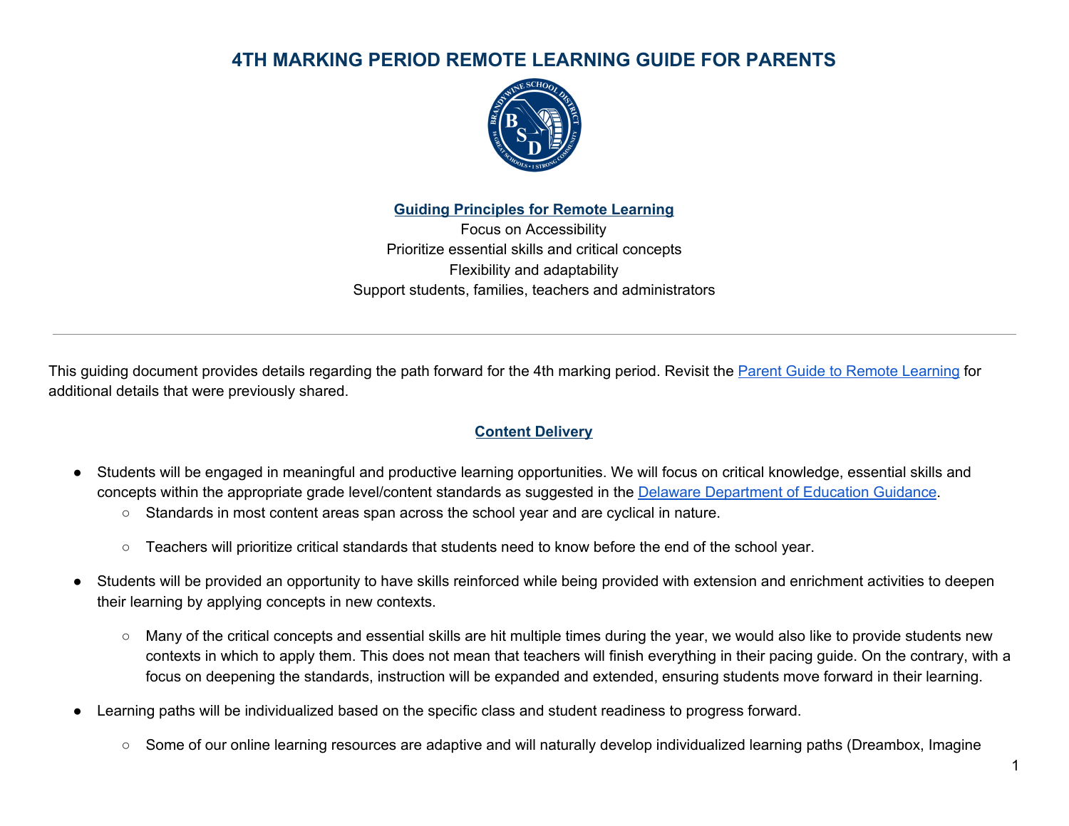# 4TH MARKING PERIOD REMOTE LEARNING GUIDE FOR PARENTS

**Guiding Principles for Remote Learning**

Focus on Accessibility
Prioritize essential skills and critical concepts
Flexibility and adaptability
Support students, families, teachers and administrators

---

This guiding document provides details regarding the path forward for the 4th marking period. Revisit the Parent Guide to Remote Learning for additional details that were previously shared.

## Content Delivery

- Students will be engaged in meaningful and productive learning opportunities. We will focus on critical knowledge, essential skills and concepts within the appropriate grade level/content standards as suggested in the Delaware Department of Education Guidance.
  - Standards in most content areas span across the school year and are cyclical in nature.
  - Teachers will prioritize critical standards that students need to know before the end of the school year.
- Students will be provided an opportunity to have skills reinforced while being provided with extension and enrichment activities to deepen their learning by applying concepts in new contexts.
  - Many of the critical concepts and essential skills are hit multiple times during the year, we would also like to provide students new contexts in which to apply them. This does not mean that teachers will finish everything in their pacing guide. On the contrary, with a focus on deepening the standards, instruction will be expanded and extended, ensuring students move forward in their learning.
- Learning paths will be individualized based on the specific class and student readiness to progress forward.
  - Some of our online learning resources are adaptive and will naturally develop individualized learning paths (Dreambox, Imagine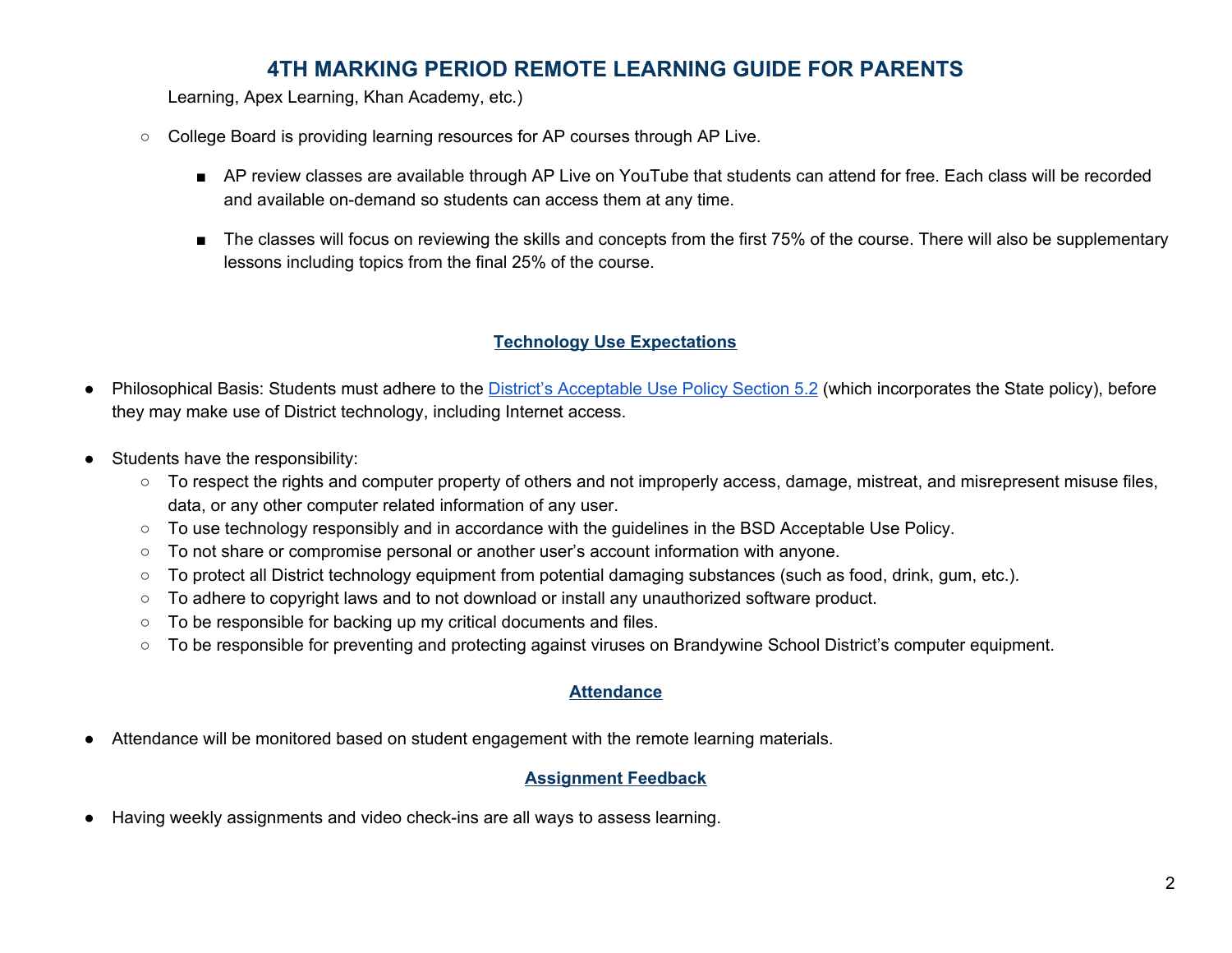Learning, Apex Learning, Khan Academy, etc.)

- College Board is providing learning resources for AP courses through AP Live.
    - AP review classes are available through AP Live on YouTube that students can attend for free. Each class will be recorded and available on-demand so students can access them at any time.
    - The classes will focus on reviewing the skills and concepts from the first 75% of the course. There will also be supplementary lessons including topics from the final 25% of the course.

## Technology Use Expectations

- Philosophical Basis: Students must adhere to the District's Acceptable Use Policy Section 5.2 (which incorporates the State policy), before they may make use of District technology, including Internet access.

- Students have the responsibility:
    - To respect the rights and computer property of others and not improperly access, damage, mistreat, and misrepresent misuse files, data, or any other computer related information of any user.
    - To use technology responsibly and in accordance with the guidelines in the BSD Acceptable Use Policy.
    - To not share or compromise personal or another user's account information with anyone.
    - To protect all District technology equipment from potential damaging substances (such as food, drink, gum, etc.).
    - To adhere to copyright laws and to not download or install any unauthorized software product.
    - To be responsible for backing up my critical documents and files.
    - To be responsible for preventing and protecting against viruses on Brandywine School District's computer equipment.

## Attendance

- Attendance will be monitored based on student engagement with the remote learning materials.

## Assignment Feedback

- Having weekly assignments and video check-ins are all ways to assess learning.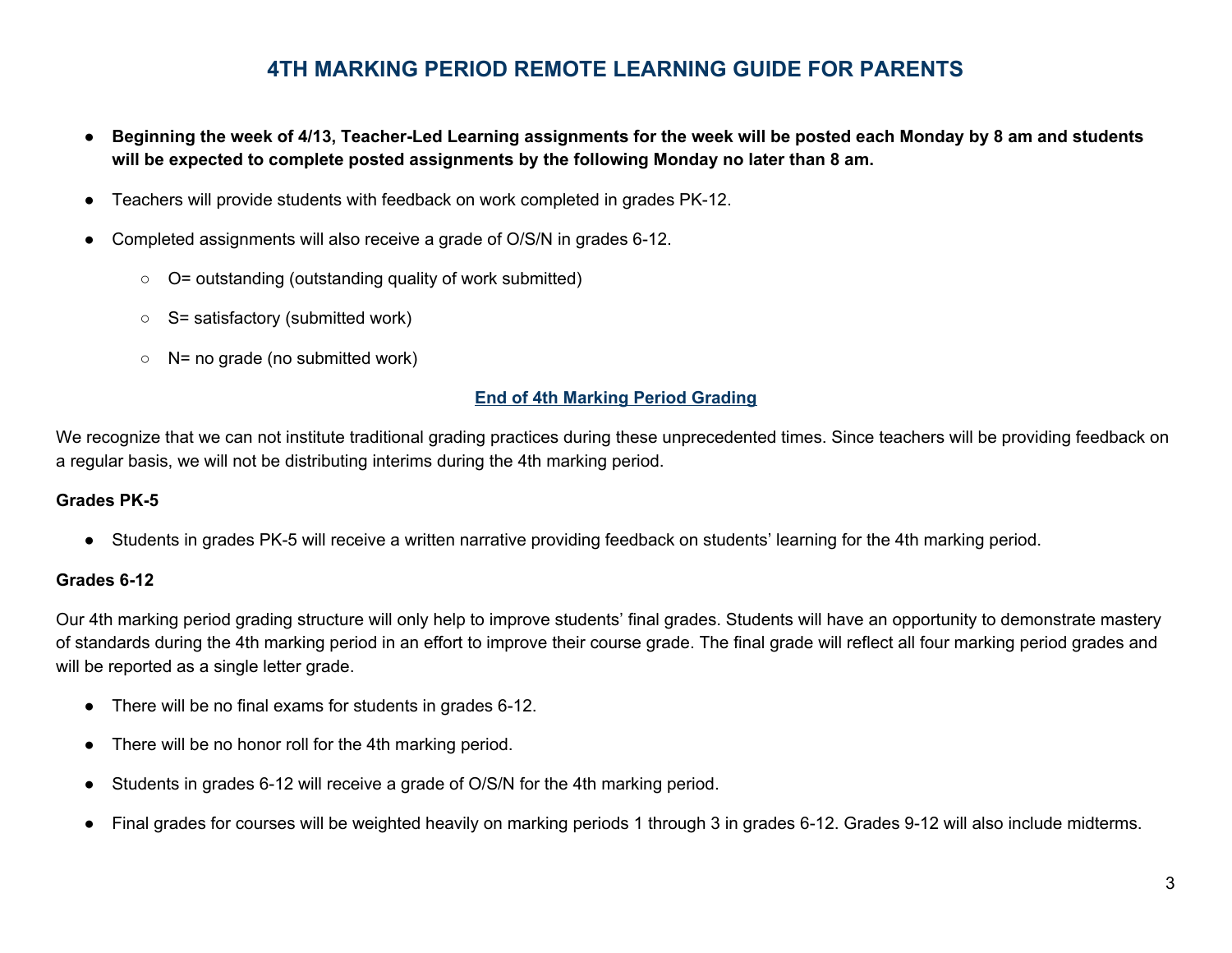# 4TH MARKING PERIOD REMOTE LEARNING GUIDE FOR PARENTS

- **Beginning the week of 4/13, Teacher-Led Learning assignments for the week will be posted each Monday by 8 am and students will be expected to complete posted assignments by the following Monday no later than 8 am.**
- Teachers will provide students with feedback on work completed in grades PK-12.
- Completed assignments will also receive a grade of O/S/N in grades 6-12.
  - O= outstanding (outstanding quality of work submitted)
  - S= satisfactory (submitted work)
  - N= no grade (no submitted work)

## End of 4th Marking Period Grading

We recognize that we can not institute traditional grading practices during these unprecedented times. Since teachers will be providing feedback on a regular basis, we will not be distributing interims during the 4th marking period.

### Grades PK-5

- Students in grades PK-5 will receive a written narrative providing feedback on students' learning for the 4th marking period.

### Grades 6-12

Our 4th marking period grading structure will only help to improve students' final grades. Students will have an opportunity to demonstrate mastery of standards during the 4th marking period in an effort to improve their course grade. The final grade will reflect all four marking period grades and will be reported as a single letter grade.

- There will be no final exams for students in grades 6-12.
- There will be no honor roll for the 4th marking period.
- Students in grades 6-12 will receive a grade of O/S/N for the 4th marking period.
- Final grades for courses will be weighted heavily on marking periods 1 through 3 in grades 6-12. Grades 9-12 will also include midterms.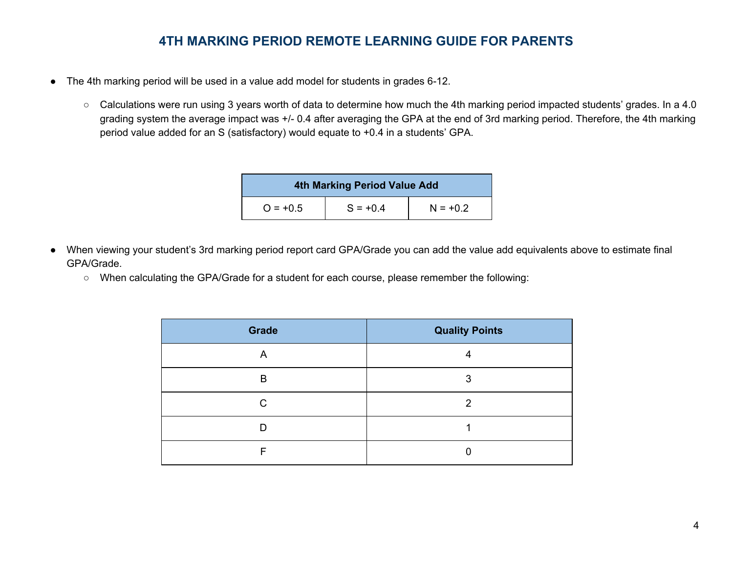# 4TH MARKING PERIOD REMOTE LEARNING GUIDE FOR PARENTS

- The 4th marking period will be used in a value add model for students in grades 6-12.
  - Calculations were run using 3 years worth of data to determine how much the 4th marking period impacted students' grades. In a 4.0 grading system the average impact was +/- 0.4 after averaging the GPA at the end of 3rd marking period. Therefore, the 4th marking period value added for an S (satisfactory) would equate to +0.4 in a students' GPA.

| 4th Marking Period Value Add | | |
|---|---|---|
| O = +0.5 | S = +0.4 | N = +0.2 |

- When viewing your student's 3rd marking period report card GPA/Grade you can add the value add equivalents above to estimate final GPA/Grade.
  - When calculating the GPA/Grade for a student for each course, please remember the following:

| Grade | Quality Points |
|---|---|
| A | 4 |
| B | 3 |
| C | 2 |
| D | 1 |
| F | 0 |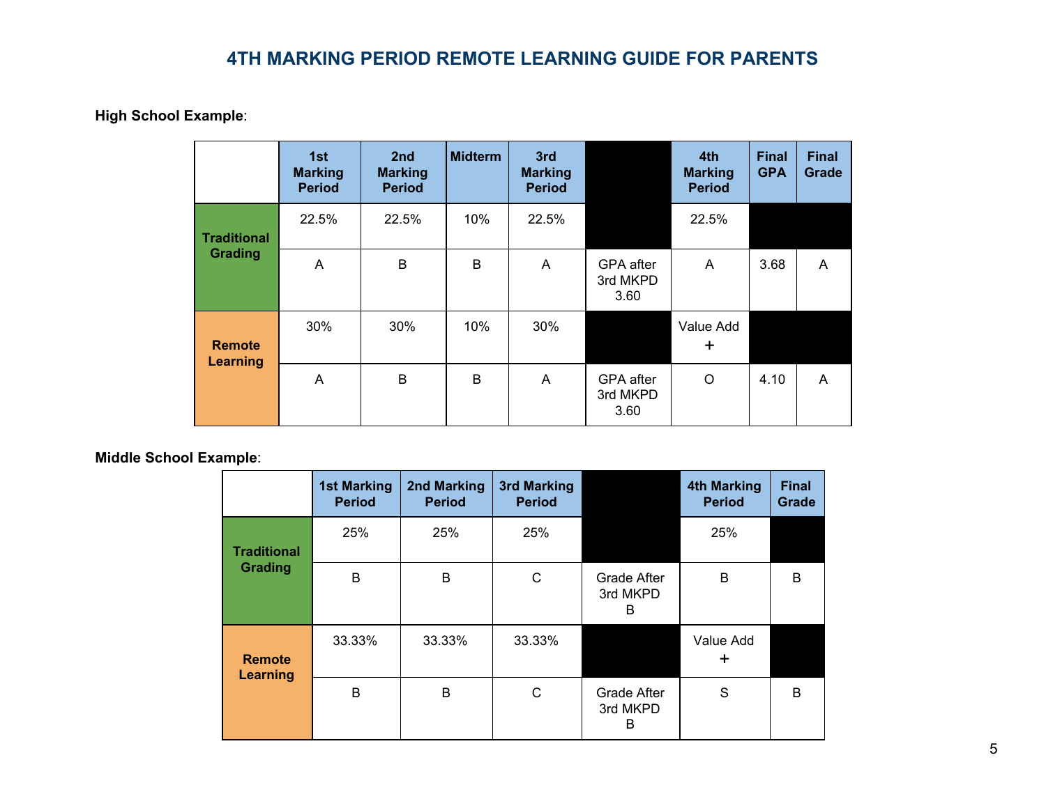# 4TH MARKING PERIOD REMOTE LEARNING GUIDE FOR PARENTS

**High School Example**:

| | 1st Marking Period | 2nd Marking Period | Midterm | 3rd Marking Period | | 4th Marking Period | Final GPA | Final Grade |
|---|---|---|---|---|---|---|---|---|
| Traditional Grading | 22.5% | 22.5% | 10% | 22.5% | | 22.5% | | |
| | A | B | B | A | GPA after 3rd MKPD 3.60 | A | 3.68 | A |
| Remote Learning | 30% | 30% | 10% | 30% | | Value Add + | | |
| | A | B | B | A | GPA after 3rd MKPD 3.60 | O | 4.10 | A |

**Middle School Example**:

| | 1st Marking Period | 2nd Marking Period | 3rd Marking Period | | 4th Marking Period | Final Grade |
|---|---|---|---|---|---|---|
| Traditional Grading | 25% | 25% | 25% | | 25% | |
| | B | B | C | Grade After 3rd MKPD B | B | B |
| Remote Learning | 33.33% | 33.33% | 33.33% | | Value Add + | |
| | B | B | C | Grade After 3rd MKPD B | S | B |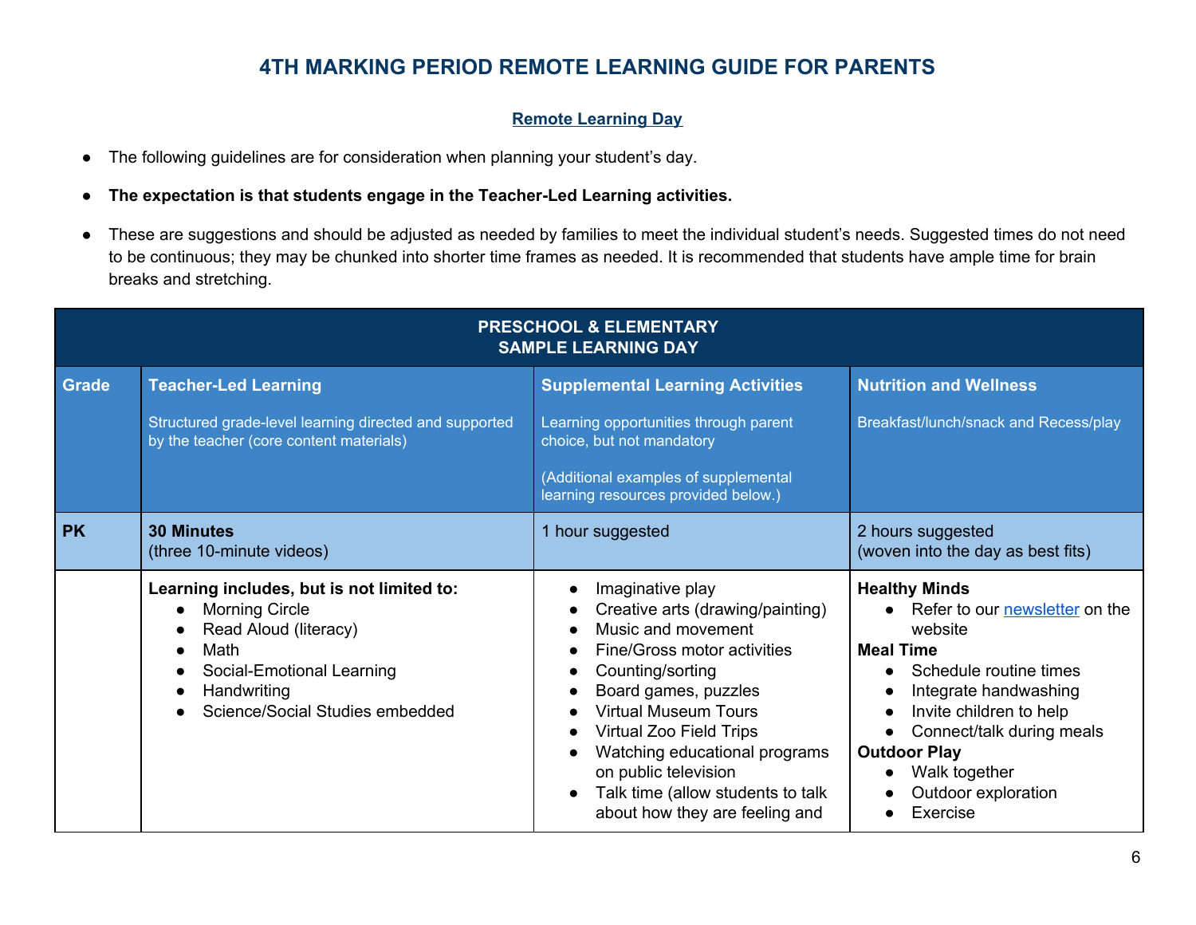# 4TH MARKING PERIOD REMOTE LEARNING GUIDE FOR PARENTS

## Remote Learning Day

- The following guidelines are for consideration when planning your student's day.
- **The expectation is that students engage in the Teacher-Led Learning activities.**
- These are suggestions and should be adjusted as needed by families to meet the individual student's needs. Suggested times do not need to be continuous; they may be chunked into shorter time frames as needed. It is recommended that students have ample time for brain breaks and stretching.

| PRESCHOOL & ELEMENTARY SAMPLE LEARNING DAY | | | |
|---|---|---|---|
| **Grade** | **Teacher-Led Learning**<br><br>Structured grade-level learning directed and supported by the teacher (core content materials) | **Supplemental Learning Activities**<br><br>Learning opportunities through parent choice, but not mandatory<br><br>(Additional examples of supplemental learning resources provided below.) | **Nutrition and Wellness**<br><br>Breakfast/lunch/snack and Recess/play |
| **PK** | **30 Minutes**<br>(three 10-minute videos) | 1 hour suggested | 2 hours suggested<br>(woven into the day as best fits) |
| | **Learning includes, but is not limited to:**<br>• Morning Circle<br>• Read Aloud (literacy)<br>• Math<br>• Social-Emotional Learning<br>• Handwriting<br>• Science/Social Studies embedded | • Imaginative play<br>• Creative arts (drawing/painting)<br>• Music and movement<br>• Fine/Gross motor activities<br>• Counting/sorting<br>• Board games, puzzles<br>• Virtual Museum Tours<br>• Virtual Zoo Field Trips<br>• Watching educational programs on public television<br>• Talk time (allow students to talk about how they are feeling and | **Healthy Minds**<br>• Refer to our newsletter on the website<br>**Meal Time**<br>• Schedule routine times<br>• Integrate handwashing<br>• Invite children to help<br>• Connect/talk during meals<br>**Outdoor Play**<br>• Walk together<br>• Outdoor exploration<br>• Exercise |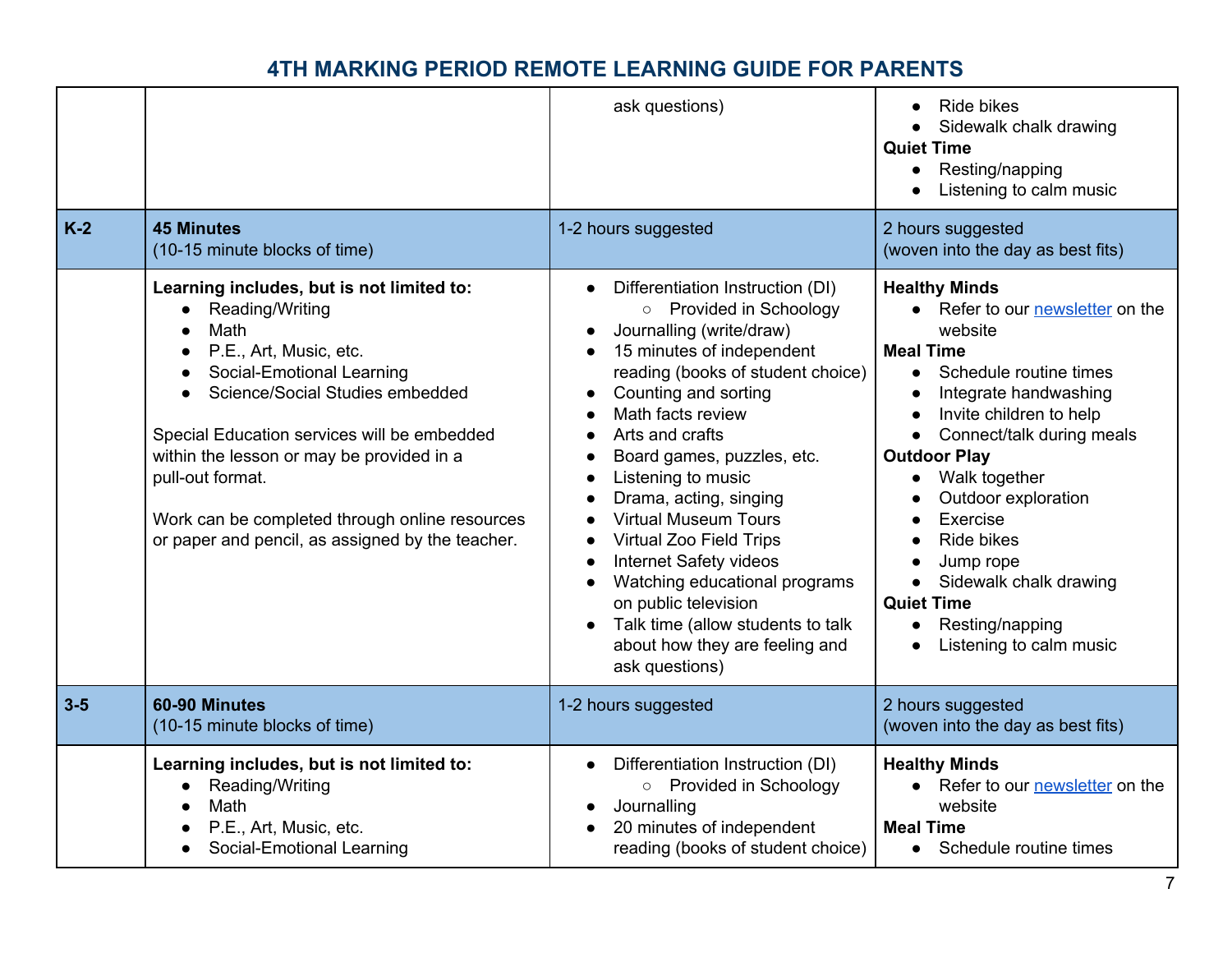# 4TH MARKING PERIOD REMOTE LEARNING GUIDE FOR PARENTS

| | | | |
|---|---|---|---|
| | | ask questions) | • Ride bikes<br>• Sidewalk chalk drawing<br>**Quiet Time**<br>• Resting/napping<br>• Listening to calm music |
| **K-2** | **45 Minutes**<br>(10-15 minute blocks of time) | 1-2 hours suggested | 2 hours suggested<br>(woven into the day as best fits) |
| | **Learning includes, but is not limited to:**<br>• Reading/Writing<br>• Math<br>• P.E., Art, Music, etc.<br>• Social-Emotional Learning<br>• Science/Social Studies embedded<br><br>Special Education services will be embedded within the lesson or may be provided in a pull-out format.<br><br>Work can be completed through online resources or paper and pencil, as assigned by the teacher. | • Differentiation Instruction (DI)<br>&nbsp;&nbsp;&nbsp;&nbsp;○ Provided in Schoology<br>• Journalling (write/draw)<br>• 15 minutes of independent reading (books of student choice)<br>• Counting and sorting<br>• Math facts review<br>• Arts and crafts<br>• Board games, puzzles, etc.<br>• Listening to music<br>• Drama, acting, singing<br>• Virtual Museum Tours<br>• Virtual Zoo Field Trips<br>• Internet Safety videos<br>• Watching educational programs on public television<br>• Talk time (allow students to talk about how they are feeling and ask questions) | **Healthy Minds**<br>• Refer to our newsletter on the website<br>**Meal Time**<br>• Schedule routine times<br>• Integrate handwashing<br>• Invite children to help<br>• Connect/talk during meals<br>**Outdoor Play**<br>• Walk together<br>• Outdoor exploration<br>• Exercise<br>• Ride bikes<br>• Jump rope<br>• Sidewalk chalk drawing<br>**Quiet Time**<br>• Resting/napping<br>• Listening to calm music |
| **3-5** | **60-90 Minutes**<br>(10-15 minute blocks of time) | 1-2 hours suggested | 2 hours suggested<br>(woven into the day as best fits) |
| | **Learning includes, but is not limited to:**<br>• Reading/Writing<br>• Math<br>• P.E., Art, Music, etc.<br>• Social-Emotional Learning | • Differentiation Instruction (DI)<br>&nbsp;&nbsp;&nbsp;&nbsp;○ Provided in Schoology<br>• Journalling<br>• 20 minutes of independent reading (books of student choice) | **Healthy Minds**<br>• Refer to our newsletter on the website<br>**Meal Time**<br>• Schedule routine times |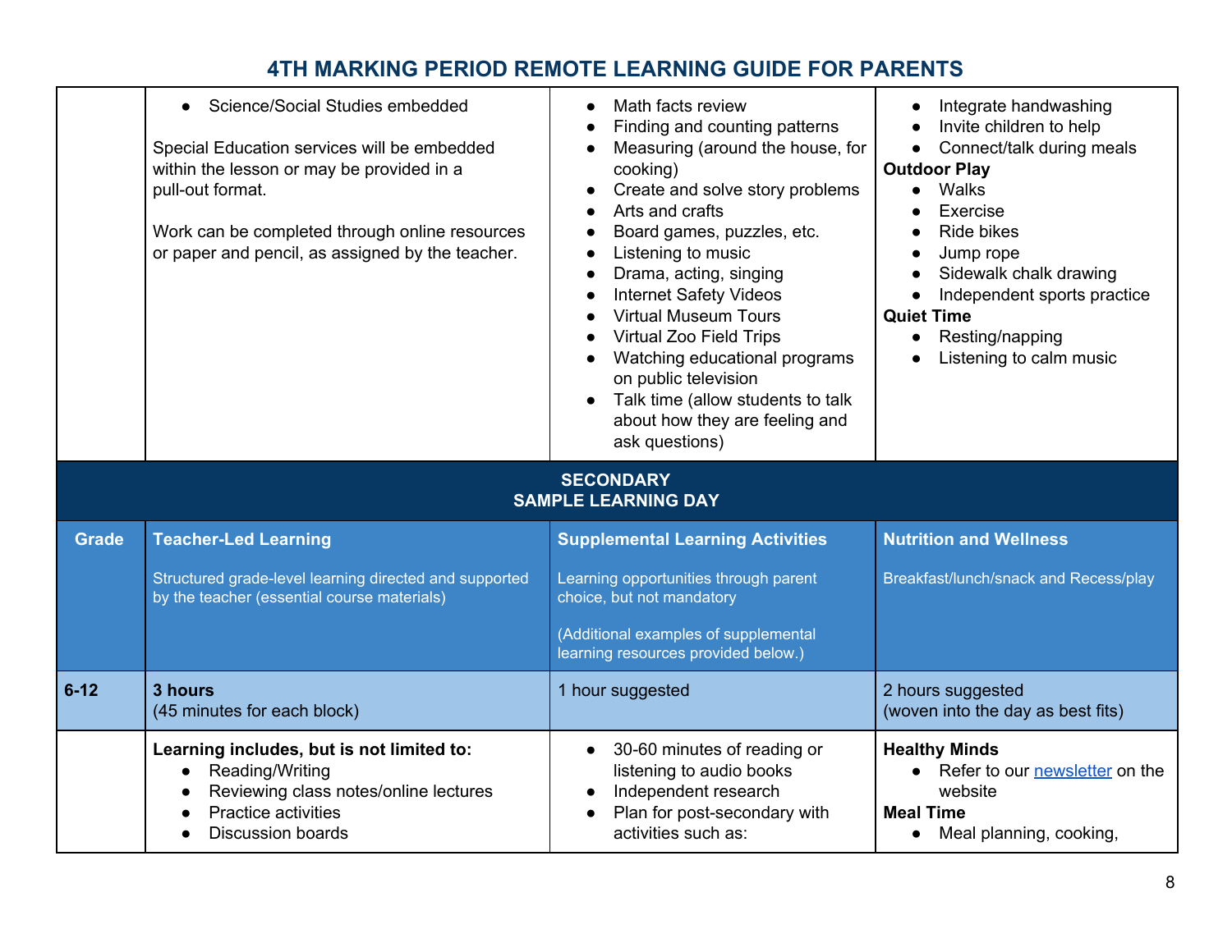# 4TH MARKING PERIOD REMOTE LEARNING GUIDE FOR PARENTS

| | | | |
|---|---|---|---|
| | • Science/Social Studies embedded<br><br>Special Education services will be embedded within the lesson or may be provided in a pull-out format.<br><br>Work can be completed through online resources or paper and pencil, as assigned by the teacher. | • Math facts review<br>• Finding and counting patterns<br>• Measuring (around the house, for cooking)<br>• Create and solve story problems<br>• Arts and crafts<br>• Board games, puzzles, etc.<br>• Listening to music<br>• Drama, acting, singing<br>• Internet Safety Videos<br>• Virtual Museum Tours<br>• Virtual Zoo Field Trips<br>• Watching educational programs on public television<br>• Talk time (allow students to talk about how they are feeling and ask questions) | • Integrate handwashing<br>• Invite children to help<br>• Connect/talk during meals<br>**Outdoor Play**<br>• Walks<br>• Exercise<br>• Ride bikes<br>• Jump rope<br>• Sidewalk chalk drawing<br>• Independent sports practice<br>**Quiet Time**<br>• Resting/napping<br>• Listening to calm music |

**SECONDARY**
**SAMPLE LEARNING DAY**

| Grade | Teacher-Led Learning<br><br>Structured grade-level learning directed and supported by the teacher (essential course materials) | Supplemental Learning Activities<br><br>Learning opportunities through parent choice, but not mandatory<br><br>(Additional examples of supplemental learning resources provided below.) | Nutrition and Wellness<br><br>Breakfast/lunch/snack and Recess/play |
|---|---|---|---|
| **6-12** | **3 hours**<br>(45 minutes for each block) | 1 hour suggested | 2 hours suggested<br>(woven into the day as best fits) |
| | **Learning includes, but is not limited to:**<br>• Reading/Writing<br>• Reviewing class notes/online lectures<br>• Practice activities<br>• Discussion boards | • 30-60 minutes of reading or listening to audio books<br>• Independent research<br>• Plan for post-secondary with activities such as: | **Healthy Minds**<br>• Refer to our newsletter on the website<br>**Meal Time**<br>• Meal planning, cooking, |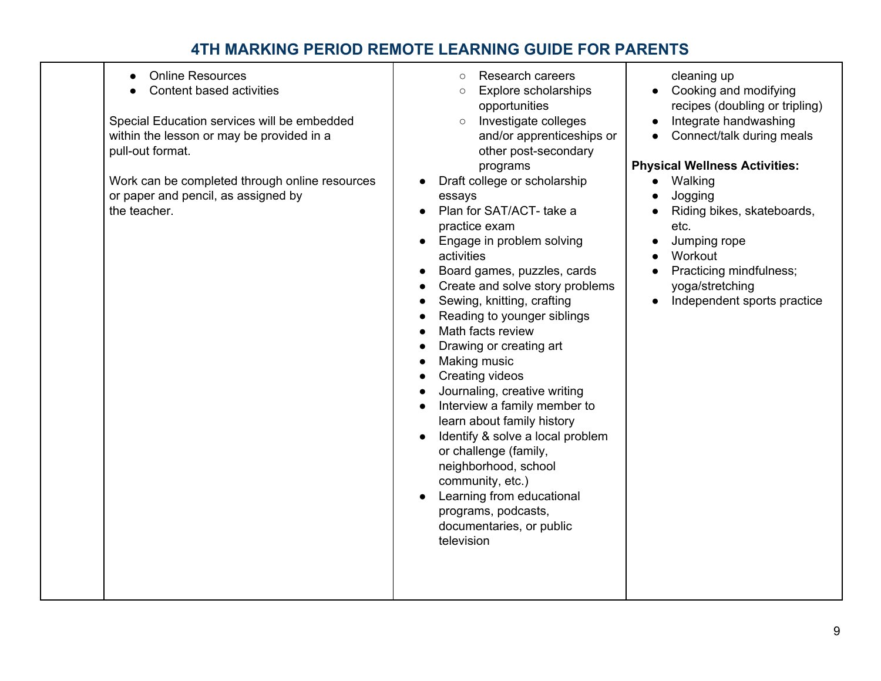# 4TH MARKING PERIOD REMOTE LEARNING GUIDE FOR PARENTS

| | | | |
|---|---|---|---|
| | • Online Resources<br>• Content based activities<br><br>Special Education services will be embedded within the lesson or may be provided in a pull-out format.<br><br>Work can be completed through online resources or paper and pencil, as assigned by the teacher. | ○ Research careers<br>○ Explore scholarships opportunities<br>○ Investigate colleges and/or apprenticeships or other post-secondary programs<br>• Draft college or scholarship essays<br>• Plan for SAT/ACT- take a practice exam<br>• Engage in problem solving activities<br>• Board games, puzzles, cards<br>• Create and solve story problems<br>• Sewing, knitting, crafting<br>• Reading to younger siblings<br>• Math facts review<br>• Drawing or creating art<br>• Making music<br>• Creating videos<br>• Journaling, creative writing<br>• Interview a family member to learn about family history<br>• Identify & solve a local problem or challenge (family, neighborhood, school community, etc.)<br>• Learning from educational programs, podcasts, documentaries, or public television | cleaning up<br>• Cooking and modifying recipes (doubling or tripling)<br>• Integrate handwashing<br>• Connect/talk during meals<br><br>**Physical Wellness Activities:**<br>• Walking<br>• Jogging<br>• Riding bikes, skateboards, etc.<br>• Jumping rope<br>• Workout<br>• Practicing mindfulness; yoga/stretching<br>• Independent sports practice |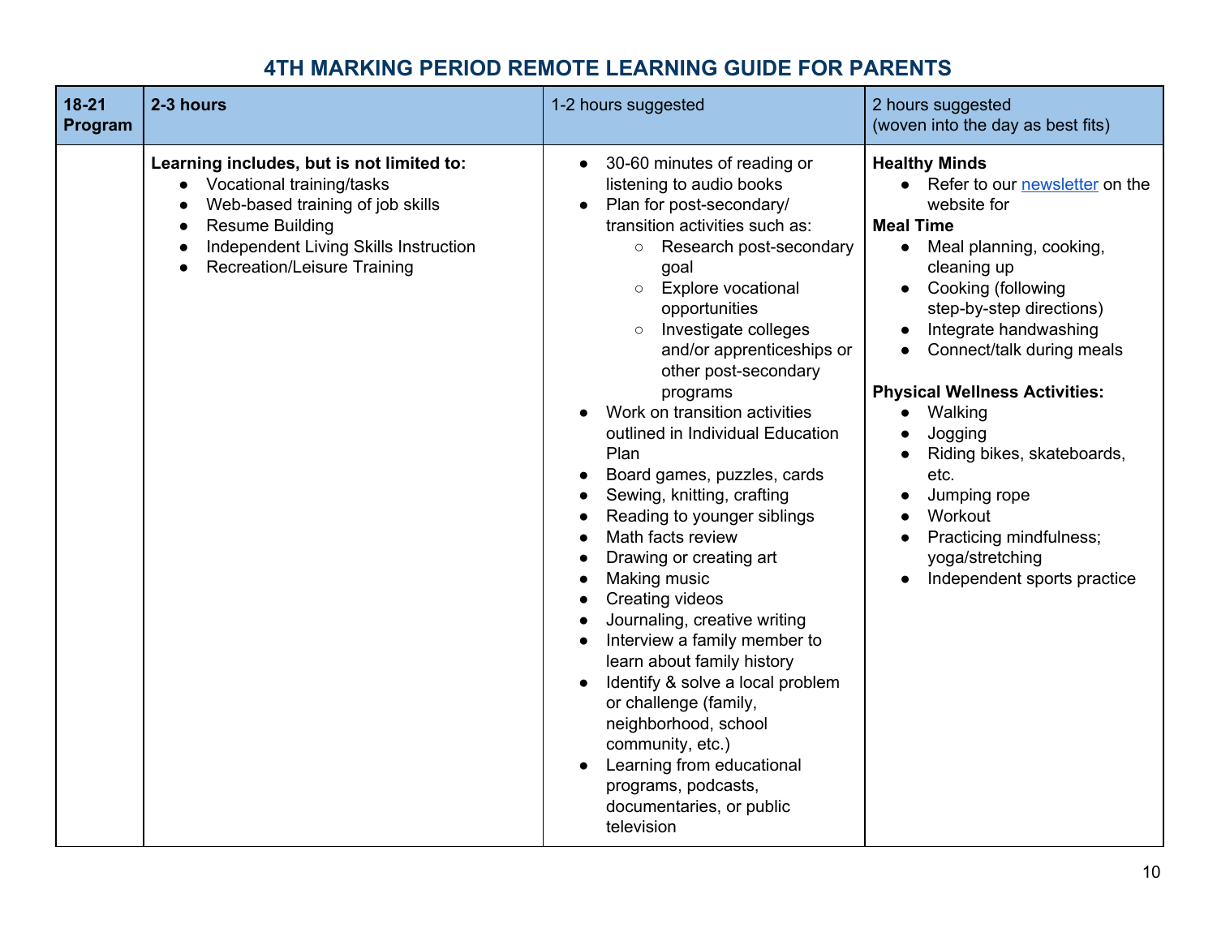# 4TH MARKING PERIOD REMOTE LEARNING GUIDE FOR PARENTS

| **18-21 Program** | **2-3 hours** | 1-2 hours suggested | 2 hours suggested (woven into the day as best fits) |
|---|---|---|---|
| | **Learning includes, but is not limited to:**<br>● Vocational training/tasks<br>● Web-based training of job skills<br>● Resume Building<br>● Independent Living Skills Instruction<br>● Recreation/Leisure Training | ● 30-60 minutes of reading or listening to audio books<br>● Plan for post-secondary/ transition activities such as:<br>○ Research post-secondary goal<br>○ Explore vocational opportunities<br>○ Investigate colleges and/or apprenticeships or other post-secondary programs<br>● Work on transition activities outlined in Individual Education Plan<br>● Board games, puzzles, cards<br>● Sewing, knitting, crafting<br>● Reading to younger siblings<br>● Math facts review<br>● Drawing or creating art<br>● Making music<br>● Creating videos<br>● Journaling, creative writing<br>● Interview a family member to learn about family history<br>● Identify & solve a local problem or challenge (family, neighborhood, school community, etc.)<br>● Learning from educational programs, podcasts, documentaries, or public television | **Healthy Minds**<br>● Refer to our newsletter on the website for<br>**Meal Time**<br>● Meal planning, cooking, cleaning up<br>● Cooking (following step-by-step directions)<br>● Integrate handwashing<br>● Connect/talk during meals<br><br>**Physical Wellness Activities:**<br>● Walking<br>● Jogging<br>● Riding bikes, skateboards, etc.<br>● Jumping rope<br>● Workout<br>● Practicing mindfulness; yoga/stretching<br>● Independent sports practice |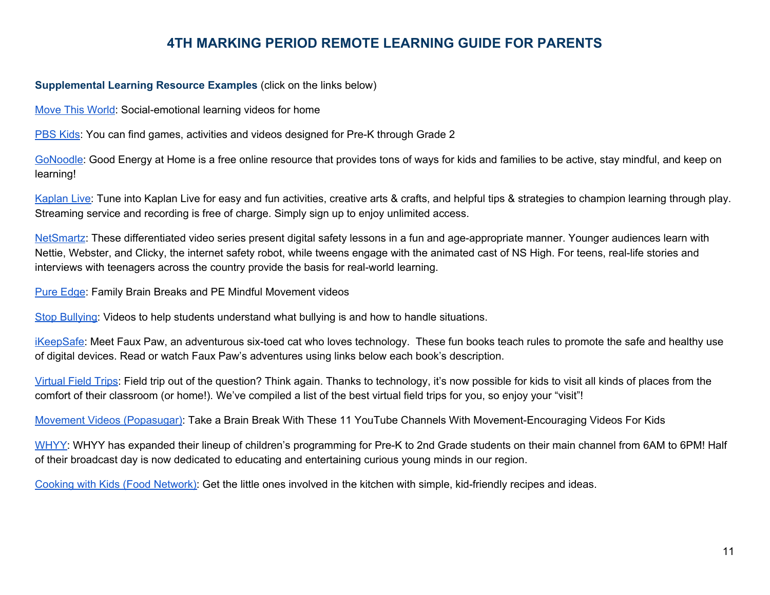# 4TH MARKING PERIOD REMOTE LEARNING GUIDE FOR PARENTS

**Supplemental Learning Resource Examples** (click on the links below)

Move This World: Social-emotional learning videos for home

PBS Kids: You can find games, activities and videos designed for Pre-K through Grade 2

GoNoodle: Good Energy at Home is a free online resource that provides tons of ways for kids and families to be active, stay mindful, and keep on learning!

Kaplan Live: Tune into Kaplan Live for easy and fun activities, creative arts & crafts, and helpful tips & strategies to champion learning through play. Streaming service and recording is free of charge. Simply sign up to enjoy unlimited access.

NetSmartz: These differentiated video series present digital safety lessons in a fun and age-appropriate manner. Younger audiences learn with Nettie, Webster, and Clicky, the internet safety robot, while tweens engage with the animated cast of NS High. For teens, real-life stories and interviews with teenagers across the country provide the basis for real-world learning.

Pure Edge: Family Brain Breaks and PE Mindful Movement videos

Stop Bullying: Videos to help students understand what bullying is and how to handle situations.

iKeepSafe: Meet Faux Paw, an adventurous six-toed cat who loves technology. These fun books teach rules to promote the safe and healthy use of digital devices. Read or watch Faux Paw's adventures using links below each book's description.

Virtual Field Trips: Field trip out of the question? Think again. Thanks to technology, it's now possible for kids to visit all kinds of places from the comfort of their classroom (or home!). We've compiled a list of the best virtual field trips for you, so enjoy your "visit"!

Movement Videos (Popasugar): Take a Brain Break With These 11 YouTube Channels With Movement-Encouraging Videos For Kids

WHYY: WHYY has expanded their lineup of children's programming for Pre-K to 2nd Grade students on their main channel from 6AM to 6PM! Half of their broadcast day is now dedicated to educating and entertaining curious young minds in our region.

Cooking with Kids (Food Network): Get the little ones involved in the kitchen with simple, kid-friendly recipes and ideas.